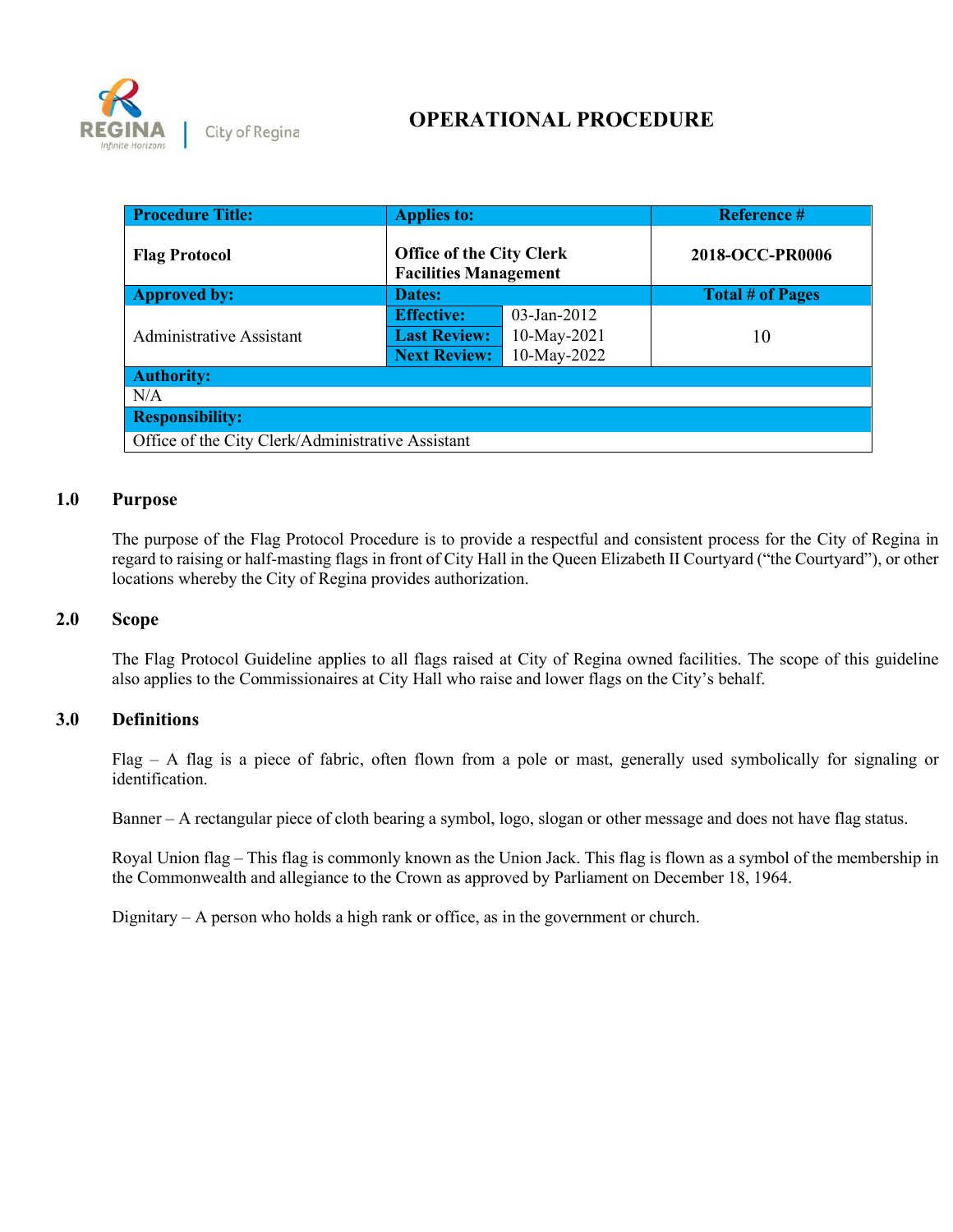# OPERATIONAL PROCEDURE

| Procedure Title: | Applies to: | | Reference # |
|---|---|---|---|
| **Flag Protocol** | **Office of the City Clerk**<br>**Facilities Management** | | **2018-OCC-PR0006** |
| **Approved by:** | **Dates:** | | **Total # of Pages** |
| Administrative Assistant | **Effective:** | 03-Jan-2012 | 10 |
| | **Last Review:** | 10-May-2021 | |
| | **Next Review:** | 10-May-2022 | |
| **Authority:** | | | |
| N/A | | | |
| **Responsibility:** | | | |
| Office of the City Clerk/Administrative Assistant | | | |

## 1.0 Purpose

The purpose of the Flag Protocol Procedure is to provide a respectful and consistent process for the City of Regina in regard to raising or half-masting flags in front of City Hall in the Queen Elizabeth II Courtyard ("the Courtyard"), or other locations whereby the City of Regina provides authorization.

## 2.0 Scope

The Flag Protocol Guideline applies to all flags raised at City of Regina owned facilities. The scope of this guideline also applies to the Commissionaires at City Hall who raise and lower flags on the City's behalf.

## 3.0 Definitions

Flag – A flag is a piece of fabric, often flown from a pole or mast, generally used symbolically for signaling or identification.

Banner – A rectangular piece of cloth bearing a symbol, logo, slogan or other message and does not have flag status.

Royal Union flag – This flag is commonly known as the Union Jack. This flag is flown as a symbol of the membership in the Commonwealth and allegiance to the Crown as approved by Parliament on December 18, 1964.

Dignitary – A person who holds a high rank or office, as in the government or church.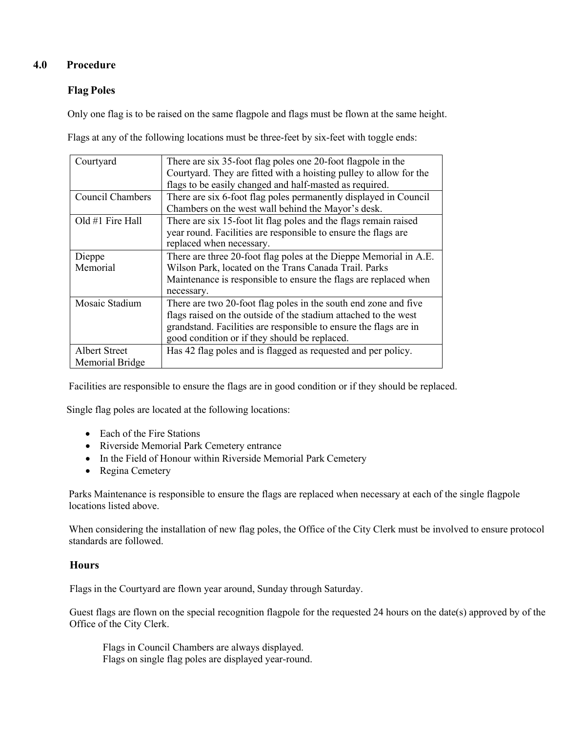## 4.0 Procedure

### Flag Poles

Only one flag is to be raised on the same flagpole and flags must be flown at the same height.

Flags at any of the following locations must be three-feet by six-feet with toggle ends:

| Location | Description |
|---|---|
| Courtyard | There are six 35-foot flag poles one 20-foot flagpole in the Courtyard. They are fitted with a hoisting pulley to allow for the flags to be easily changed and half-masted as required. |
| Council Chambers | There are six 6-foot flag poles permanently displayed in Council Chambers on the west wall behind the Mayor's desk. |
| Old #1 Fire Hall | There are six 15-foot lit flag poles and the flags remain raised year round. Facilities are responsible to ensure the flags are replaced when necessary. |
| Dieppe Memorial | There are three 20-foot flag poles at the Dieppe Memorial in A.E. Wilson Park, located on the Trans Canada Trail. Parks Maintenance is responsible to ensure the flags are replaced when necessary. |
| Mosaic Stadium | There are two 20-foot flag poles in the south end zone and five flags raised on the outside of the stadium attached to the west grandstand. Facilities are responsible to ensure the flags are in good condition or if they should be replaced. |
| Albert Street Memorial Bridge | Has 42 flag poles and is flagged as requested and per policy. |

Facilities are responsible to ensure the flags are in good condition or if they should be replaced.

Single flag poles are located at the following locations:

- Each of the Fire Stations
- Riverside Memorial Park Cemetery entrance
- In the Field of Honour within Riverside Memorial Park Cemetery
- Regina Cemetery

Parks Maintenance is responsible to ensure the flags are replaced when necessary at each of the single flagpole locations listed above.

When considering the installation of new flag poles, the Office of the City Clerk must be involved to ensure protocol standards are followed.

### Hours

Flags in the Courtyard are flown year around, Sunday through Saturday.

Guest flags are flown on the special recognition flagpole for the requested 24 hours on the date(s) approved by of the Office of the City Clerk.

Flags in Council Chambers are always displayed.
Flags on single flag poles are displayed year-round.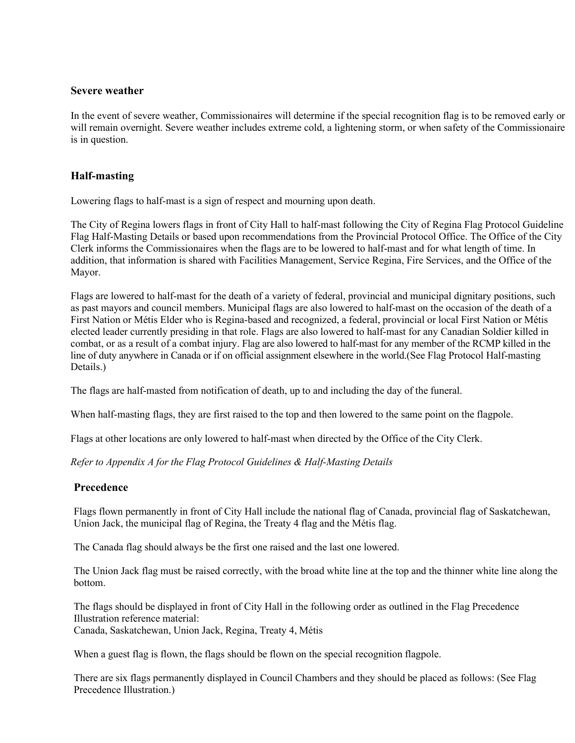### Severe weather

In the event of severe weather, Commissionaires will determine if the special recognition flag is to be removed early or will remain overnight. Severe weather includes extreme cold, a lightening storm, or when safety of the Commissionaire is in question.

### Half-masting

Lowering flags to half-mast is a sign of respect and mourning upon death.

The City of Regina lowers flags in front of City Hall to half-mast following the City of Regina Flag Protocol Guideline Flag Half-Masting Details or based upon recommendations from the Provincial Protocol Office. The Office of the City Clerk informs the Commissionaires when the flags are to be lowered to half-mast and for what length of time. In addition, that information is shared with Facilities Management, Service Regina, Fire Services, and the Office of the Mayor.

Flags are lowered to half-mast for the death of a variety of federal, provincial and municipal dignitary positions, such as past mayors and council members. Municipal flags are also lowered to half-mast on the occasion of the death of a First Nation or Métis Elder who is Regina-based and recognized, a federal, provincial or local First Nation or Métis elected leader currently presiding in that role. Flags are also lowered to half-mast for any Canadian Soldier killed in combat, or as a result of a combat injury. Flag are also lowered to half-mast for any member of the RCMP killed in the line of duty anywhere in Canada or if on official assignment elsewhere in the world.(See Flag Protocol Half-masting Details.)

The flags are half-masted from notification of death, up to and including the day of the funeral.

When half-masting flags, they are first raised to the top and then lowered to the same point on the flagpole.

Flags at other locations are only lowered to half-mast when directed by the Office of the City Clerk.

*Refer to Appendix A for the Flag Protocol Guidelines & Half-Masting Details*

### Precedence

Flags flown permanently in front of City Hall include the national flag of Canada, provincial flag of Saskatchewan, Union Jack, the municipal flag of Regina, the Treaty 4 flag and the Métis flag.

The Canada flag should always be the first one raised and the last one lowered.

The Union Jack flag must be raised correctly, with the broad white line at the top and the thinner white line along the bottom.

The flags should be displayed in front of City Hall in the following order as outlined in the Flag Precedence Illustration reference material:
Canada, Saskatchewan, Union Jack, Regina, Treaty 4, Métis

When a guest flag is flown, the flags should be flown on the special recognition flagpole.

There are six flags permanently displayed in Council Chambers and they should be placed as follows: (See Flag Precedence Illustration.)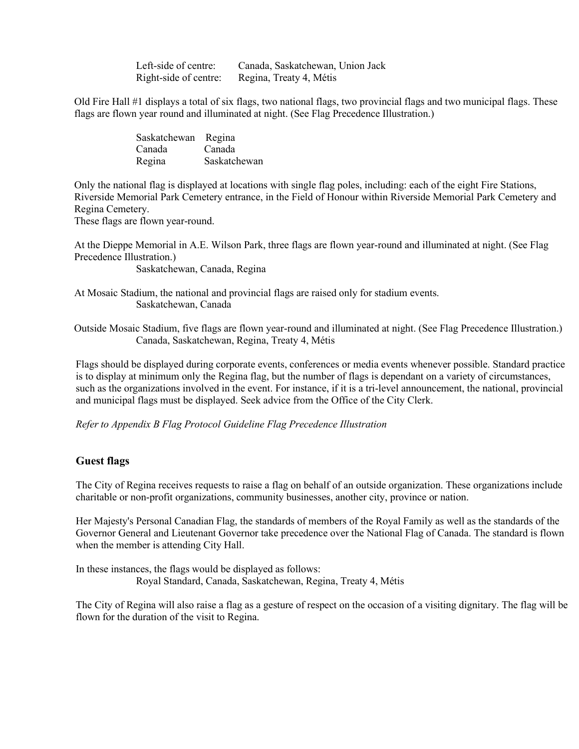| | |
|---|---|
| Left-side of centre: | Canada, Saskatchewan, Union Jack |
| Right-side of centre: | Regina, Treaty 4, Métis |

Old Fire Hall #1 displays a total of six flags, two national flags, two provincial flags and two municipal flags. These flags are flown year round and illuminated at night. (See Flag Precedence Illustration.)

| | |
|---|---|
| Saskatchewan | Regina |
| Canada | Canada |
| Regina | Saskatchewan |

Only the national flag is displayed at locations with single flag poles, including: each of the eight Fire Stations, Riverside Memorial Park Cemetery entrance, in the Field of Honour within Riverside Memorial Park Cemetery and Regina Cemetery.
These flags are flown year-round.

At the Dieppe Memorial in A.E. Wilson Park, three flags are flown year-round and illuminated at night. (See Flag Precedence Illustration.)

Saskatchewan, Canada, Regina

At Mosaic Stadium, the national and provincial flags are raised only for stadium events.

Saskatchewan, Canada

Outside Mosaic Stadium, five flags are flown year-round and illuminated at night. (See Flag Precedence Illustration.)

Canada, Saskatchewan, Regina, Treaty 4, Métis

Flags should be displayed during corporate events, conferences or media events whenever possible. Standard practice is to display at minimum only the Regina flag, but the number of flags is dependant on a variety of circumstances, such as the organizations involved in the event. For instance, if it is a tri-level announcement, the national, provincial and municipal flags must be displayed. Seek advice from the Office of the City Clerk.

*Refer to Appendix B Flag Protocol Guideline Flag Precedence Illustration*

### Guest flags

The City of Regina receives requests to raise a flag on behalf of an outside organization. These organizations include charitable or non-profit organizations, community businesses, another city, province or nation.

Her Majesty's Personal Canadian Flag, the standards of members of the Royal Family as well as the standards of the Governor General and Lieutenant Governor take precedence over the National Flag of Canada. The standard is flown when the member is attending City Hall.

In these instances, the flags would be displayed as follows:

Royal Standard, Canada, Saskatchewan, Regina, Treaty 4, Métis

The City of Regina will also raise a flag as a gesture of respect on the occasion of a visiting dignitary. The flag will be flown for the duration of the visit to Regina.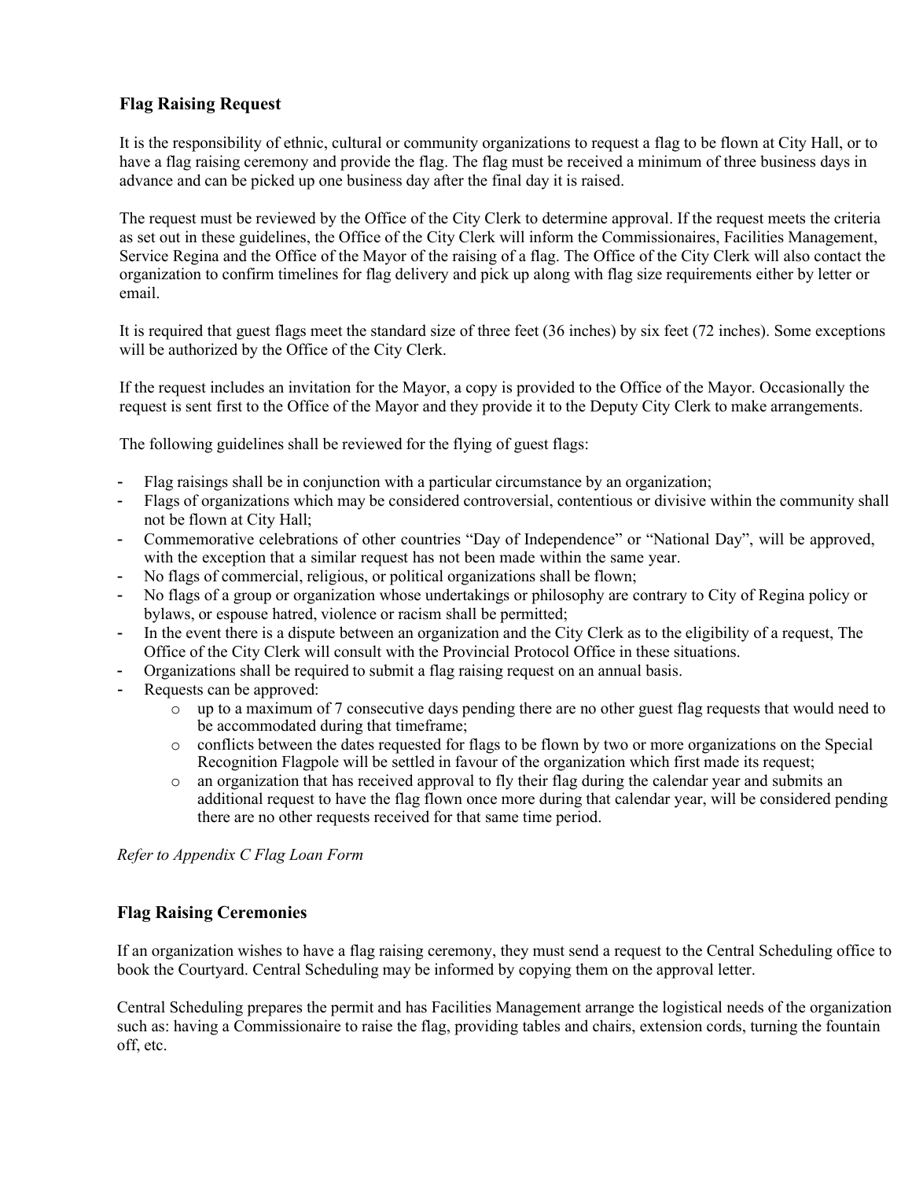## Flag Raising Request

It is the responsibility of ethnic, cultural or community organizations to request a flag to be flown at City Hall, or to have a flag raising ceremony and provide the flag. The flag must be received a minimum of three business days in advance and can be picked up one business day after the final day it is raised.

The request must be reviewed by the Office of the City Clerk to determine approval. If the request meets the criteria as set out in these guidelines, the Office of the City Clerk will inform the Commissionaires, Facilities Management, Service Regina and the Office of the Mayor of the raising of a flag. The Office of the City Clerk will also contact the organization to confirm timelines for flag delivery and pick up along with flag size requirements either by letter or email.

It is required that guest flags meet the standard size of three feet (36 inches) by six feet (72 inches). Some exceptions will be authorized by the Office of the City Clerk.

If the request includes an invitation for the Mayor, a copy is provided to the Office of the Mayor. Occasionally the request is sent first to the Office of the Mayor and they provide it to the Deputy City Clerk to make arrangements.

The following guidelines shall be reviewed for the flying of guest flags:

- Flag raisings shall be in conjunction with a particular circumstance by an organization;
- Flags of organizations which may be considered controversial, contentious or divisive within the community shall not be flown at City Hall;
- Commemorative celebrations of other countries "Day of Independence" or "National Day", will be approved, with the exception that a similar request has not been made within the same year.
- No flags of commercial, religious, or political organizations shall be flown;
- No flags of a group or organization whose undertakings or philosophy are contrary to City of Regina policy or bylaws, or espouse hatred, violence or racism shall be permitted;
- In the event there is a dispute between an organization and the City Clerk as to the eligibility of a request, The Office of the City Clerk will consult with the Provincial Protocol Office in these situations.
- Organizations shall be required to submit a flag raising request on an annual basis.
- Requests can be approved:
  - up to a maximum of 7 consecutive days pending there are no other guest flag requests that would need to be accommodated during that timeframe;
  - conflicts between the dates requested for flags to be flown by two or more organizations on the Special Recognition Flagpole will be settled in favour of the organization which first made its request;
  - an organization that has received approval to fly their flag during the calendar year and submits an additional request to have the flag flown once more during that calendar year, will be considered pending there are no other requests received for that same time period.

*Refer to Appendix C Flag Loan Form*

## Flag Raising Ceremonies

If an organization wishes to have a flag raising ceremony, they must send a request to the Central Scheduling office to book the Courtyard. Central Scheduling may be informed by copying them on the approval letter.

Central Scheduling prepares the permit and has Facilities Management arrange the logistical needs of the organization such as: having a Commissionaire to raise the flag, providing tables and chairs, extension cords, turning the fountain off, etc.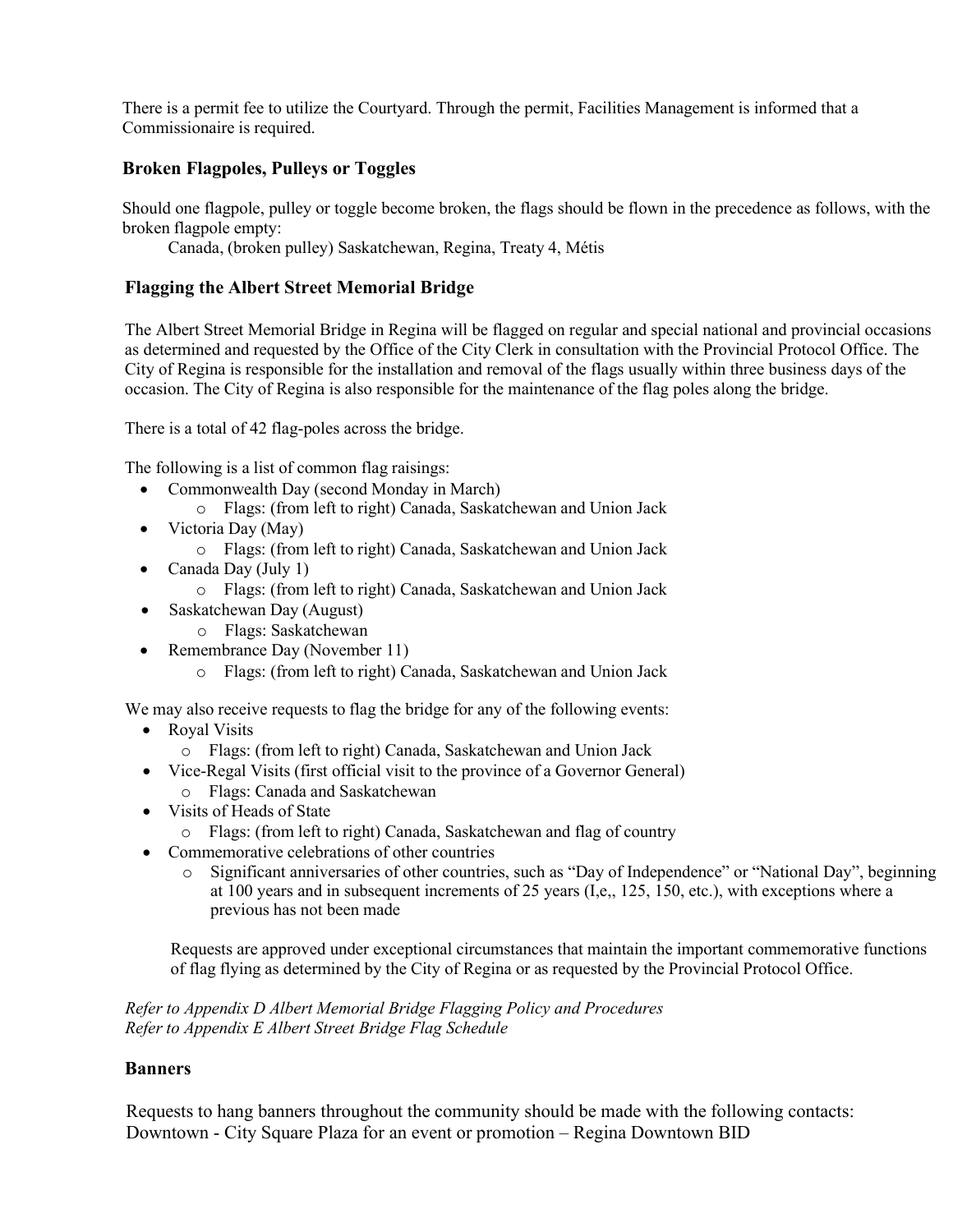There is a permit fee to utilize the Courtyard. Through the permit, Facilities Management is informed that a Commissionaire is required.

### Broken Flagpoles, Pulleys or Toggles

Should one flagpole, pulley or toggle become broken, the flags should be flown in the precedence as follows, with the broken flagpole empty:

Canada, (broken pulley) Saskatchewan, Regina, Treaty 4, Métis

### Flagging the Albert Street Memorial Bridge

The Albert Street Memorial Bridge in Regina will be flagged on regular and special national and provincial occasions as determined and requested by the Office of the City Clerk in consultation with the Provincial Protocol Office. The City of Regina is responsible for the installation and removal of the flags usually within three business days of the occasion. The City of Regina is also responsible for the maintenance of the flag poles along the bridge.

There is a total of 42 flag-poles across the bridge.

The following is a list of common flag raisings:

- Commonwealth Day (second Monday in March)
  - Flags: (from left to right) Canada, Saskatchewan and Union Jack
- Victoria Day (May)
  - Flags: (from left to right) Canada, Saskatchewan and Union Jack
- Canada Day (July 1)
  - Flags: (from left to right) Canada, Saskatchewan and Union Jack
- Saskatchewan Day (August)
  - Flags: Saskatchewan
- Remembrance Day (November 11)
  - Flags: (from left to right) Canada, Saskatchewan and Union Jack

We may also receive requests to flag the bridge for any of the following events:

- Royal Visits
  - Flags: (from left to right) Canada, Saskatchewan and Union Jack
- Vice-Regal Visits (first official visit to the province of a Governor General)
  - Flags: Canada and Saskatchewan
- Visits of Heads of State
  - Flags: (from left to right) Canada, Saskatchewan and flag of country
- Commemorative celebrations of other countries
  - Significant anniversaries of other countries, such as "Day of Independence" or "National Day", beginning at 100 years and in subsequent increments of 25 years (I,e,, 125, 150, etc.), with exceptions where a previous has not been made

Requests are approved under exceptional circumstances that maintain the important commemorative functions of flag flying as determined by the City of Regina or as requested by the Provincial Protocol Office.

*Refer to Appendix D Albert Memorial Bridge Flagging Policy and Procedures*
*Refer to Appendix E Albert Street Bridge Flag Schedule*

### Banners

Requests to hang banners throughout the community should be made with the following contacts:
Downtown - City Square Plaza for an event or promotion – Regina Downtown BID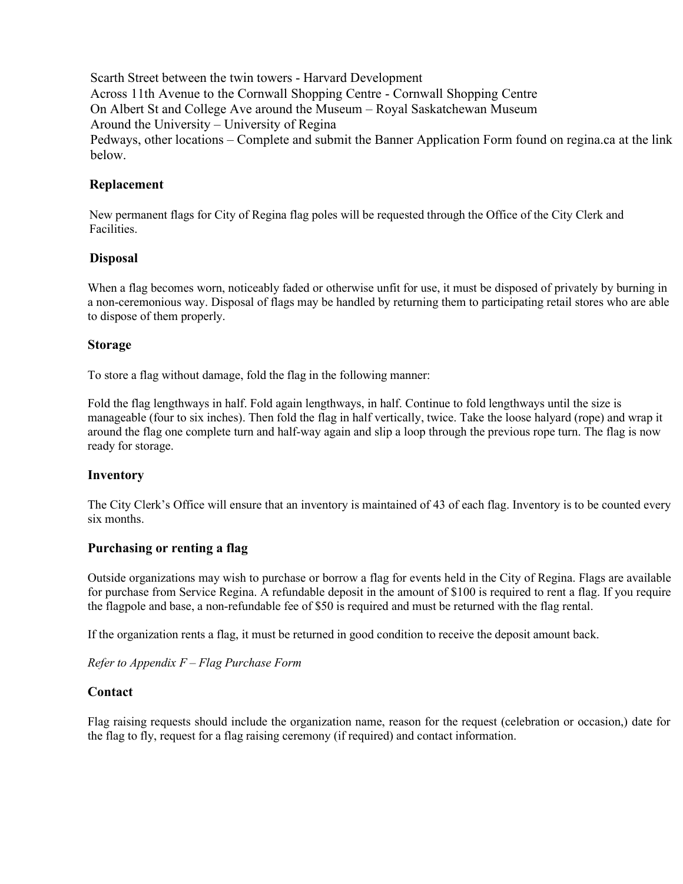Scarth Street between the twin towers - Harvard Development
Across 11th Avenue to the Cornwall Shopping Centre - Cornwall Shopping Centre
On Albert St and College Ave around the Museum – Royal Saskatchewan Museum
Around the University – University of Regina
Pedways, other locations – Complete and submit the Banner Application Form found on regina.ca at the link below.

### Replacement

New permanent flags for City of Regina flag poles will be requested through the Office of the City Clerk and Facilities.

### Disposal

When a flag becomes worn, noticeably faded or otherwise unfit for use, it must be disposed of privately by burning in a non-ceremonious way. Disposal of flags may be handled by returning them to participating retail stores who are able to dispose of them properly.

### Storage

To store a flag without damage, fold the flag in the following manner:

Fold the flag lengthways in half. Fold again lengthways, in half. Continue to fold lengthways until the size is manageable (four to six inches). Then fold the flag in half vertically, twice. Take the loose halyard (rope) and wrap it around the flag one complete turn and half-way again and slip a loop through the previous rope turn. The flag is now ready for storage.

### Inventory

The City Clerk's Office will ensure that an inventory is maintained of 43 of each flag. Inventory is to be counted every six months.

### Purchasing or renting a flag

Outside organizations may wish to purchase or borrow a flag for events held in the City of Regina. Flags are available for purchase from Service Regina. A refundable deposit in the amount of $100 is required to rent a flag. If you require the flagpole and base, a non-refundable fee of $50 is required and must be returned with the flag rental.

If the organization rents a flag, it must be returned in good condition to receive the deposit amount back.

*Refer to Appendix F – Flag Purchase Form*

### Contact

Flag raising requests should include the organization name, reason for the request (celebration or occasion,) date for the flag to fly, request for a flag raising ceremony (if required) and contact information.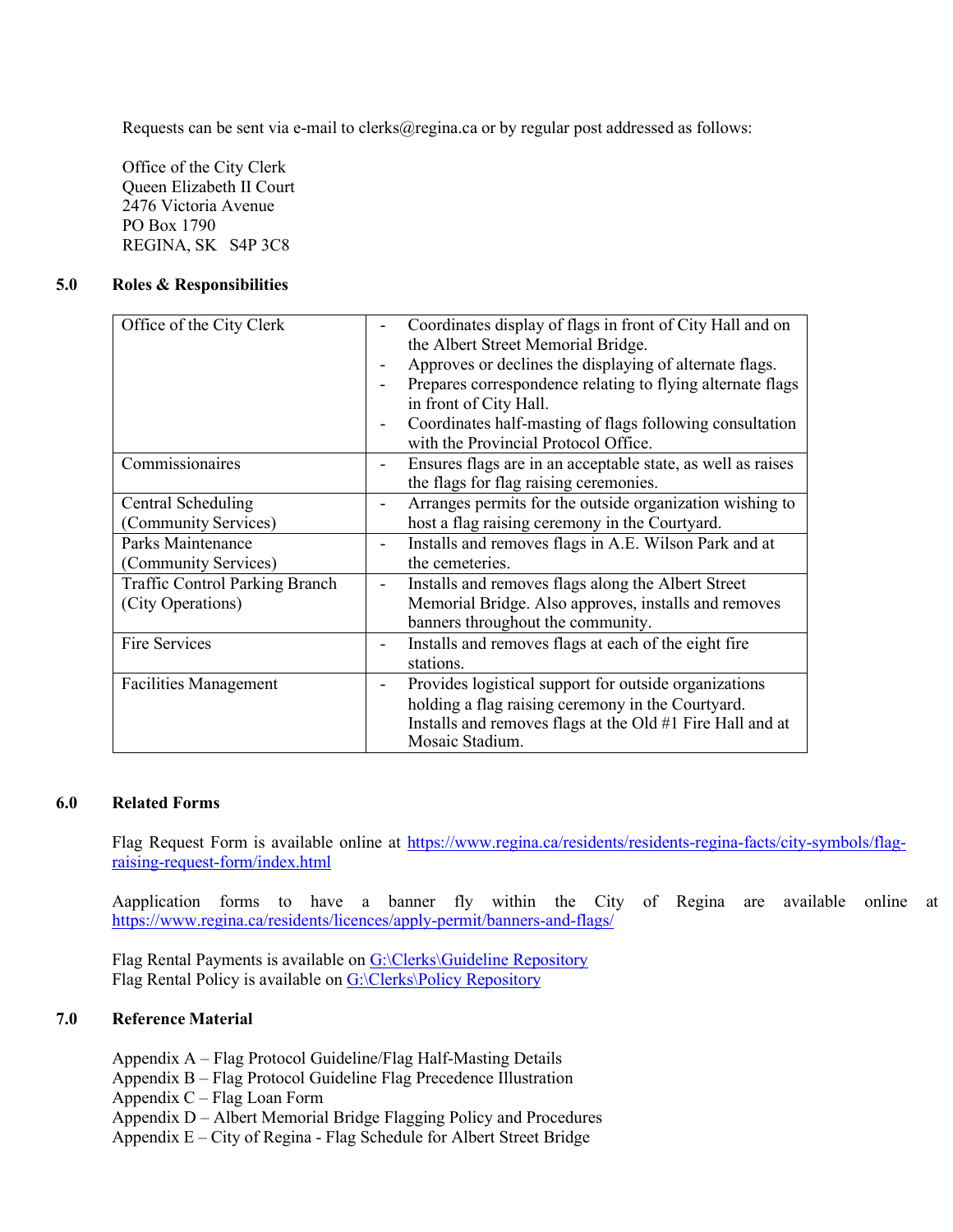Requests can be sent via e-mail to clerks@regina.ca or by regular post addressed as follows:

Office of the City Clerk
Queen Elizabeth II Court
2476 Victoria Avenue
PO Box 1790
REGINA, SK S4P 3C8

## 5.0 Roles & Responsibilities

| | |
|---|---|
| Office of the City Clerk | - Coordinates display of flags in front of City Hall and on the Albert Street Memorial Bridge.<br>- Approves or declines the displaying of alternate flags.<br>- Prepares correspondence relating to flying alternate flags in front of City Hall.<br>- Coordinates half-masting of flags following consultation with the Provincial Protocol Office. |
| Commissionaires | - Ensures flags are in an acceptable state, as well as raises the flags for flag raising ceremonies. |
| Central Scheduling (Community Services) | - Arranges permits for the outside organization wishing to host a flag raising ceremony in the Courtyard. |
| Parks Maintenance (Community Services) | - Installs and removes flags in A.E. Wilson Park and at the cemeteries. |
| Traffic Control Parking Branch (City Operations) | - Installs and removes flags along the Albert Street Memorial Bridge. Also approves, installs and removes banners throughout the community. |
| Fire Services | - Installs and removes flags at each of the eight fire stations. |
| Facilities Management | - Provides logistical support for outside organizations holding a flag raising ceremony in the Courtyard. Installs and removes flags at the Old #1 Fire Hall and at Mosaic Stadium. |

## 6.0 Related Forms

Flag Request Form is available online at https://www.regina.ca/residents/residents-regina-facts/city-symbols/flag-raising-request-form/index.html

Aapplication forms to have a banner fly within the City of Regina are available online at https://www.regina.ca/residents/licences/apply-permit/banners-and-flags/

Flag Rental Payments is available on G:\Clerks\Guideline Repository
Flag Rental Policy is available on G:\Clerks\Policy Repository

## 7.0 Reference Material

Appendix A – Flag Protocol Guideline/Flag Half-Masting Details
Appendix B – Flag Protocol Guideline Flag Precedence Illustration
Appendix C – Flag Loan Form
Appendix D – Albert Memorial Bridge Flagging Policy and Procedures
Appendix E – City of Regina - Flag Schedule for Albert Street Bridge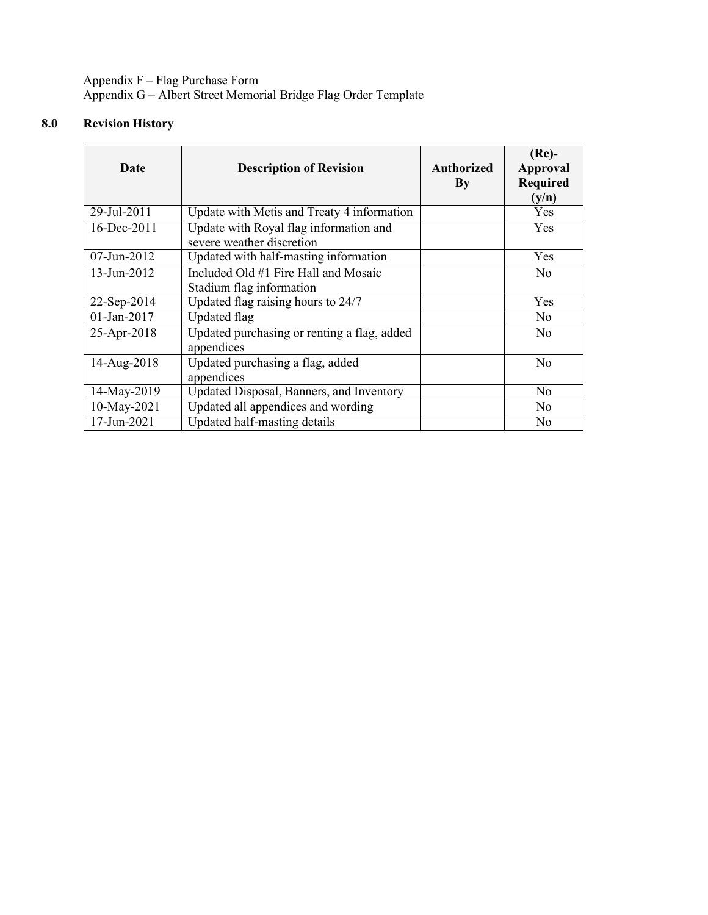Appendix F – Flag Purchase Form
Appendix G – Albert Street Memorial Bridge Flag Order Template

## 8.0 Revision History

| Date | Description of Revision | Authorized By | (Re)-Approval Required (y/n) |
|---|---|---|---|
| 29-Jul-2011 | Update with Metis and Treaty 4 information | | Yes |
| 16-Dec-2011 | Update with Royal flag information and severe weather discretion | | Yes |
| 07-Jun-2012 | Updated with half-masting information | | Yes |
| 13-Jun-2012 | Included Old #1 Fire Hall and Mosaic Stadium flag information | | No |
| 22-Sep-2014 | Updated flag raising hours to 24/7 | | Yes |
| 01-Jan-2017 | Updated flag | | No |
| 25-Apr-2018 | Updated purchasing or renting a flag, added appendices | | No |
| 14-Aug-2018 | Updated purchasing a flag, added appendices | | No |
| 14-May-2019 | Updated Disposal, Banners, and Inventory | | No |
| 10-May-2021 | Updated all appendices and wording | | No |
| 17-Jun-2021 | Updated half-masting details | | No |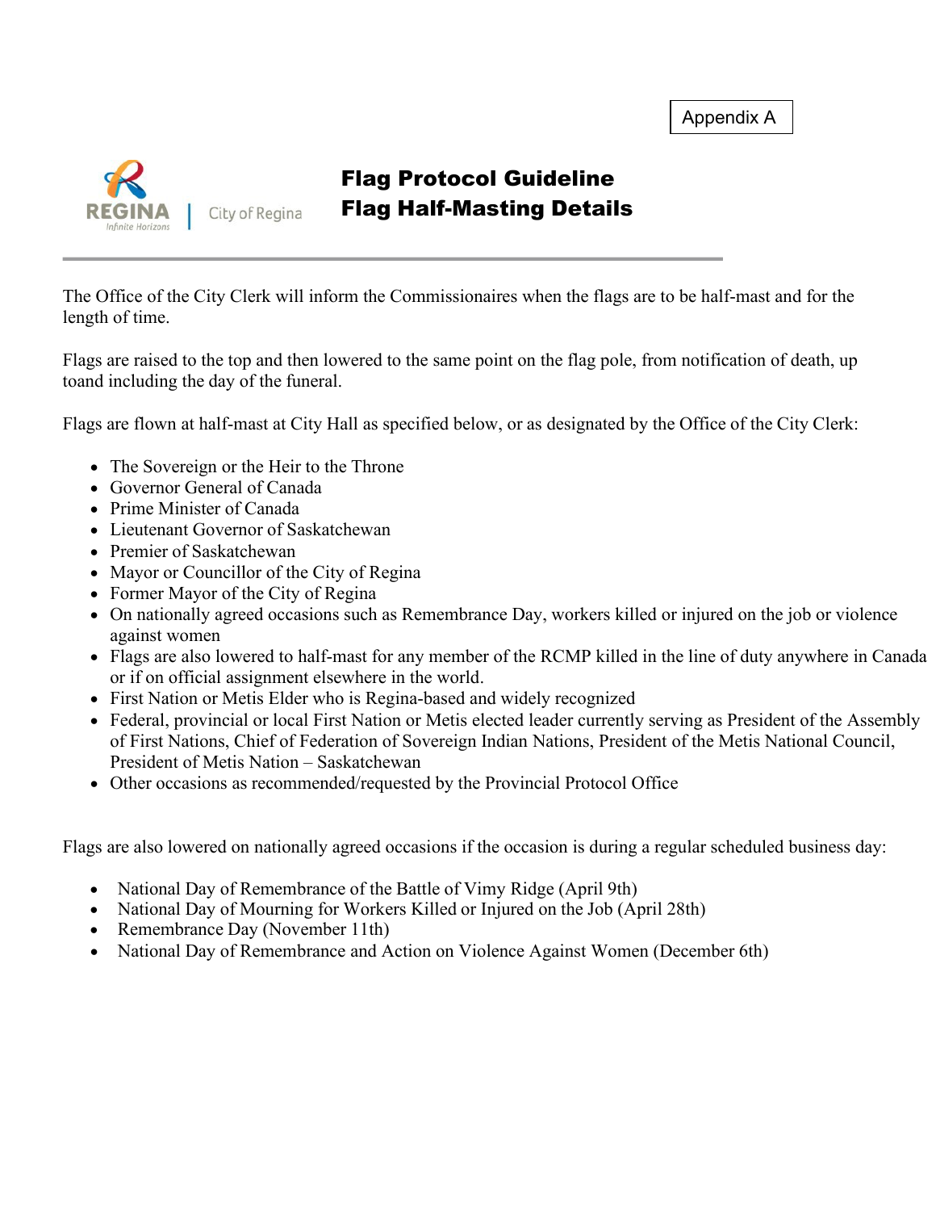Appendix A

# Flag Protocol Guideline
# Flag Half-Masting Details

The Office of the City Clerk will inform the Commissionaires when the flags are to be half-mast and for the length of time.

Flags are raised to the top and then lowered to the same point on the flag pole, from notification of death, up toand including the day of the funeral.

Flags are flown at half-mast at City Hall as specified below, or as designated by the Office of the City Clerk:

- The Sovereign or the Heir to the Throne
- Governor General of Canada
- Prime Minister of Canada
- Lieutenant Governor of Saskatchewan
- Premier of Saskatchewan
- Mayor or Councillor of the City of Regina
- Former Mayor of the City of Regina
- On nationally agreed occasions such as Remembrance Day, workers killed or injured on the job or violence against women
- Flags are also lowered to half-mast for any member of the RCMP killed in the line of duty anywhere in Canada or if on official assignment elsewhere in the world.
- First Nation or Metis Elder who is Regina-based and widely recognized
- Federal, provincial or local First Nation or Metis elected leader currently serving as President of the Assembly of First Nations, Chief of Federation of Sovereign Indian Nations, President of the Metis National Council, President of Metis Nation – Saskatchewan
- Other occasions as recommended/requested by the Provincial Protocol Office

Flags are also lowered on nationally agreed occasions if the occasion is during a regular scheduled business day:

- National Day of Remembrance of the Battle of Vimy Ridge (April 9th)
- National Day of Mourning for Workers Killed or Injured on the Job (April 28th)
- Remembrance Day (November 11th)
- National Day of Remembrance and Action on Violence Against Women (December 6th)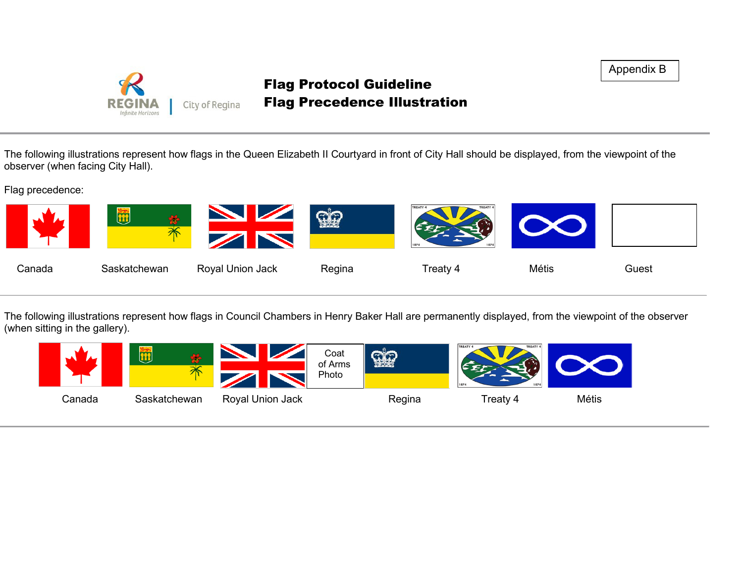Appendix B

# Flag Protocol Guideline
# Flag Precedence Illustration

The following illustrations represent how flags in the Queen Elizabeth II Courtyard in front of City Hall should be displayed, from the viewpoint of the observer (when facing City Hall).

Flag precedence:

| Canada | Saskatchewan | Royal Union Jack | Regina | Treaty 4 | Métis | Guest |
|---|---|---|---|---|---|---|

The following illustrations represent how flags in Council Chambers in Henry Baker Hall are permanently displayed, from the viewpoint of the observer (when sitting in the gallery).

| Canada | Saskatchewan | Royal Union Jack | Coat of Arms Photo | Regina | Treaty 4 | Métis |
|---|---|---|---|---|---|---|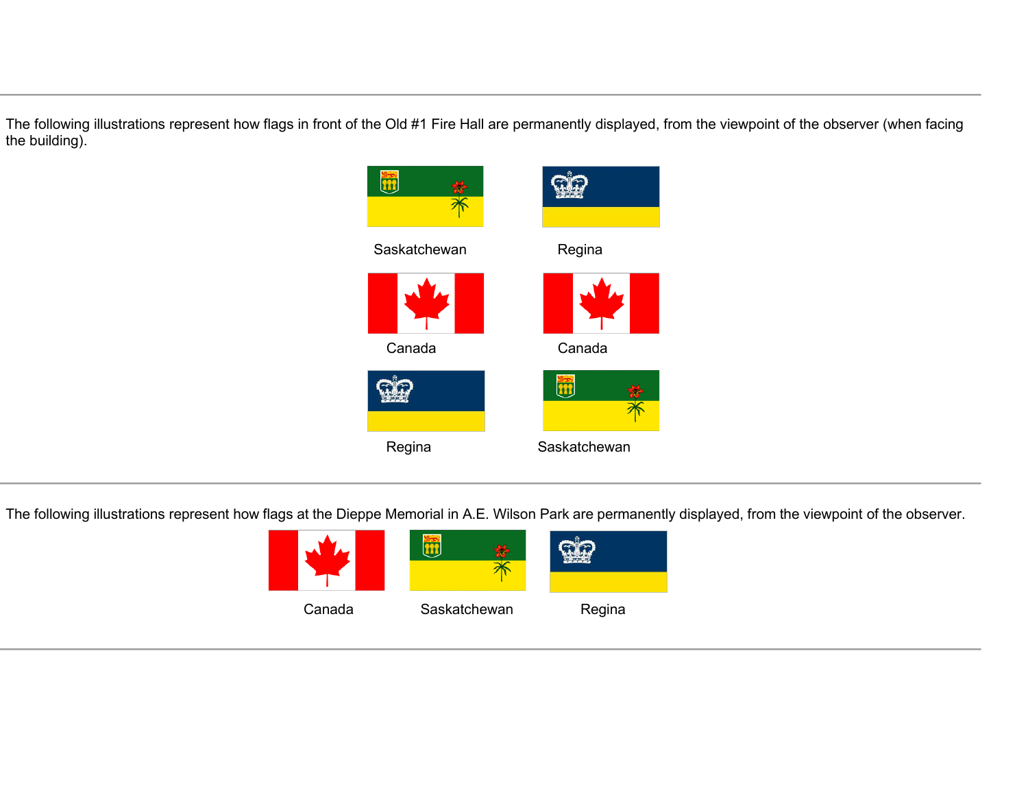The following illustrations represent how flags in front of the Old #1 Fire Hall are permanently displayed, from the viewpoint of the observer (when facing the building).

| | |
|---|---|
| Saskatchewan | Regina |
| Canada | Canada |
| Regina | Saskatchewan |

---

The following illustrations represent how flags at the Dieppe Memorial in A.E. Wilson Park are permanently displayed, from the viewpoint of the observer.

| | | |
|---|---|---|
| Canada | Saskatchewan | Regina |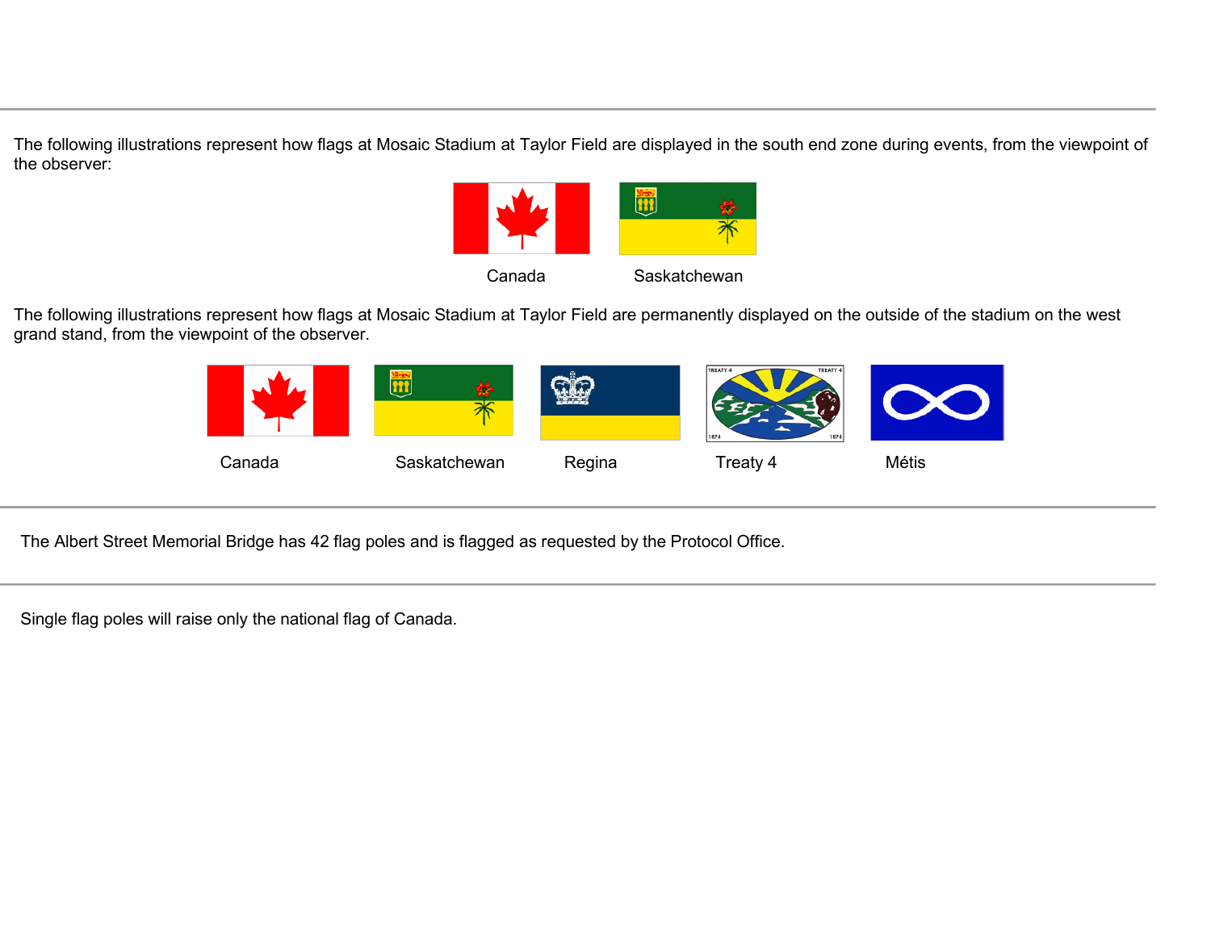The following illustrations represent how flags at Mosaic Stadium at Taylor Field are displayed in the south end zone during events, from the viewpoint of the observer:

Canada　Saskatchewan

The following illustrations represent how flags at Mosaic Stadium at Taylor Field are permanently displayed on the outside of the stadium on the west grand stand, from the viewpoint of the observer.

Canada　Saskatchewan　Regina　Treaty 4　Métis

---

The Albert Street Memorial Bridge has 42 flag poles and is flagged as requested by the Protocol Office.

---

Single flag poles will raise only the national flag of Canada.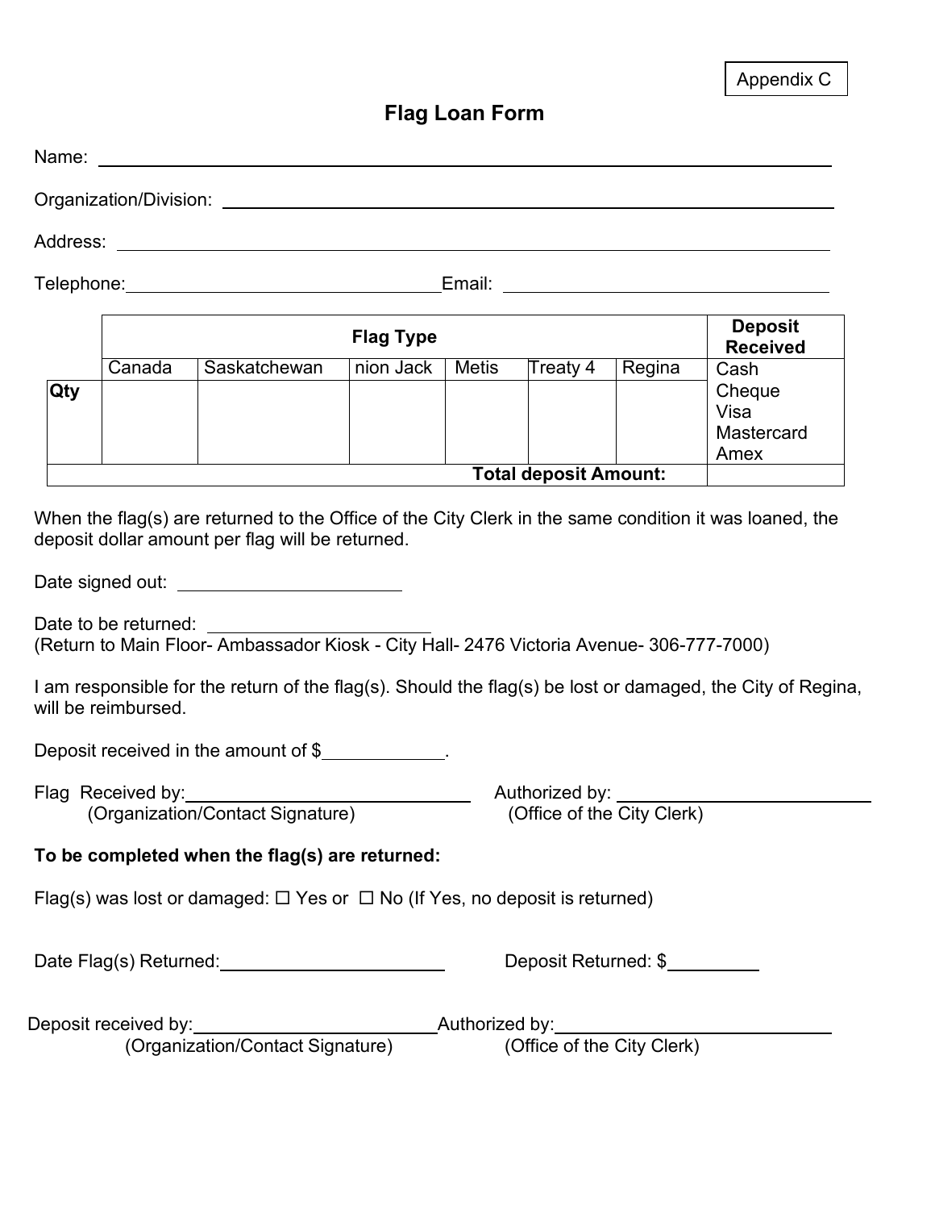Appendix C

# Flag Loan Form

Name: ____________________

Organization/Division: ____________________

Address: ____________________

Telephone: ____________________ Email: ____________________

| | Flag Type | | | | | | Deposit Received |
|---|---|---|---|---|---|---|---|
| | Canada | Saskatchewan | nion Jack | Metis | Treaty 4 | Regina | Cash<br>Cheque<br>Visa<br>Mastercard<br>Amex |
| **Qty** | | | | | | | |
| | | | | | | **Total deposit Amount:** | |

When the flag(s) are returned to the Office of the City Clerk in the same condition it was loaned, the deposit dollar amount per flag will be returned.

Date signed out: ____________________

Date to be returned: ____________________
(Return to Main Floor- Ambassador Kiosk - City Hall- 2476 Victoria Avenue- 306-777-7000)

I am responsible for the return of the flag(s). Should the flag(s) be lost or damaged, the City of Regina, will be reimbursed.

Deposit received in the amount of $____________.

Flag Received by: ____________________
(Organization/Contact Signature)

Authorized by: ____________________
(Office of the City Clerk)

**To be completed when the flag(s) are returned:**

Flag(s) was lost or damaged: ☐ Yes or ☐ No (If Yes, no deposit is returned)

Date Flag(s) Returned: ____________________

Deposit Returned: $__________

Deposit received by: ____________________
(Organization/Contact Signature)

Authorized by: ____________________
(Office of the City Clerk)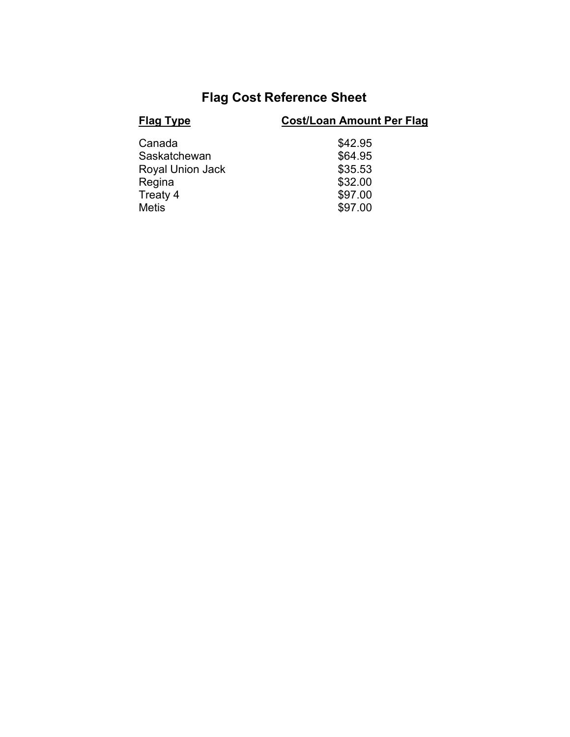# Flag Cost Reference Sheet

| Flag Type | Cost/Loan Amount Per Flag |
|---|---|
| Canada | $42.95 |
| Saskatchewan | $64.95 |
| Royal Union Jack | $35.53 |
| Regina | $32.00 |
| Treaty 4 | $97.00 |
| Metis | $97.00 |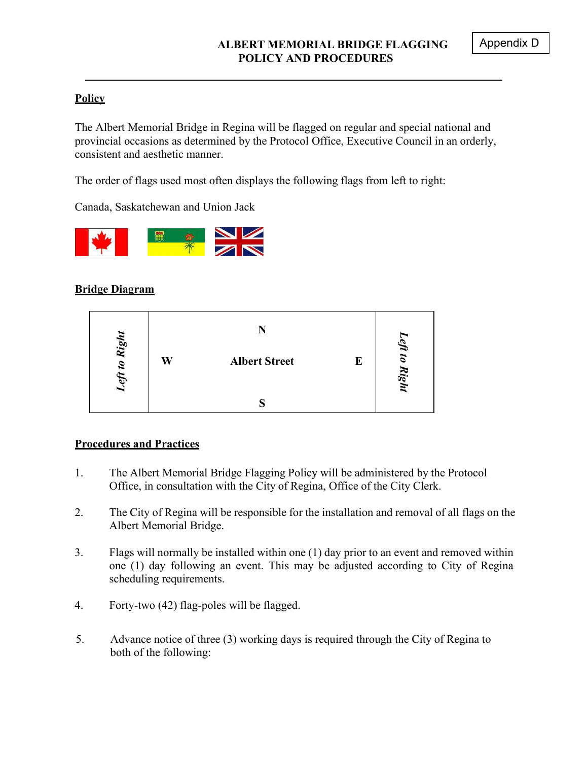Appendix D

# ALBERT MEMORIAL BRIDGE FLAGGING POLICY AND PROCEDURES

## Policy

The Albert Memorial Bridge in Regina will be flagged on regular and special national and provincial occasions as determined by the Protocol Office, Executive Council in an orderly, consistent and aesthetic manner.

The order of flags used most often displays the following flags from left to right:

Canada, Saskatchewan and Union Jack

## Bridge Diagram

| Left to Right | | Left to Right |
|---|---|---|
| | N | |
| | W Albert Street E | |
| | S | |

## Procedures and Practices

1. The Albert Memorial Bridge Flagging Policy will be administered by the Protocol Office, in consultation with the City of Regina, Office of the City Clerk.

2. The City of Regina will be responsible for the installation and removal of all flags on the Albert Memorial Bridge.

3. Flags will normally be installed within one (1) day prior to an event and removed within one (1) day following an event. This may be adjusted according to City of Regina scheduling requirements.

4. Forty-two (42) flag-poles will be flagged.

5. Advance notice of three (3) working days is required through the City of Regina to both of the following: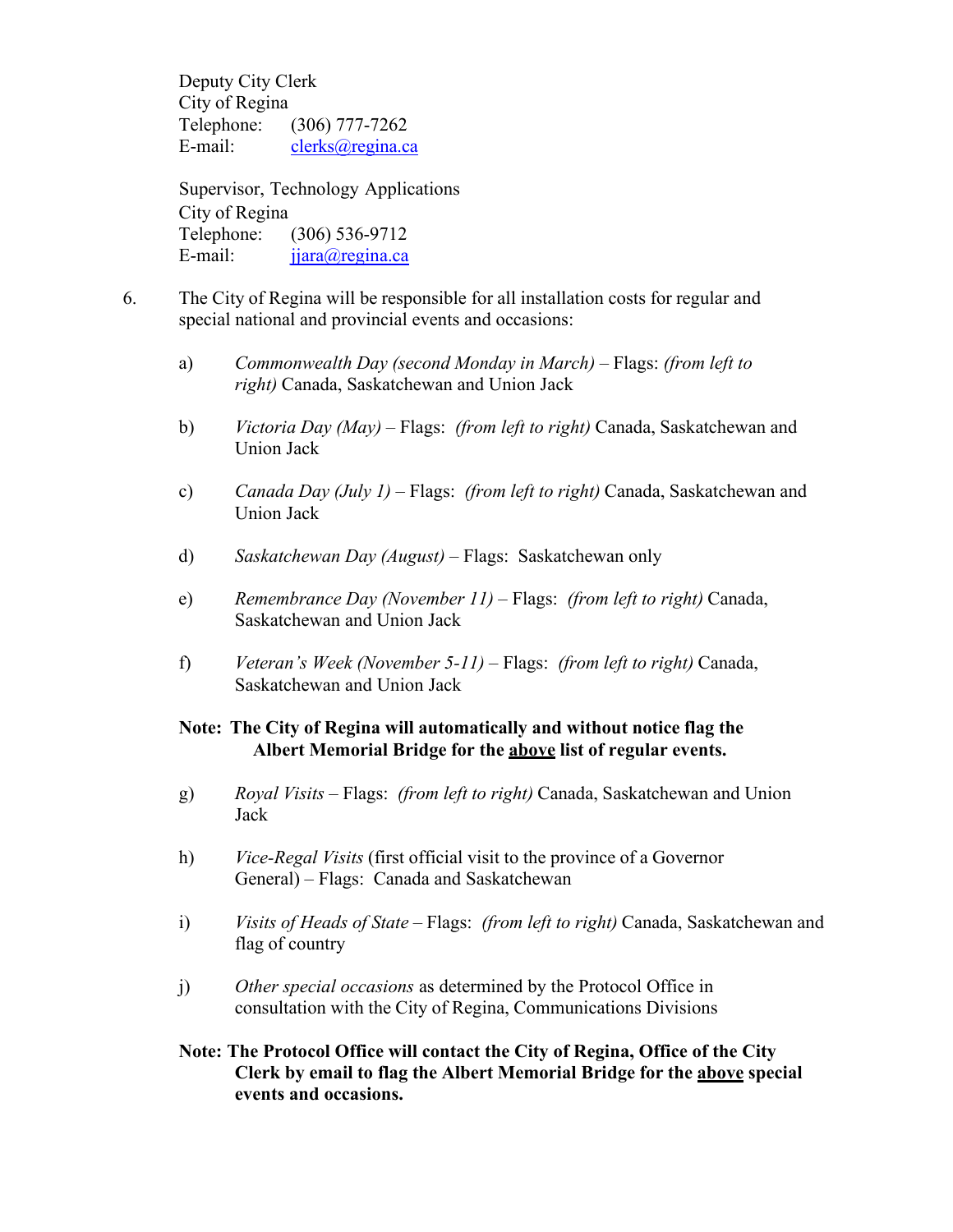Deputy City Clerk
City of Regina
Telephone: (306) 777-7262
E-mail: clerks@regina.ca

Supervisor, Technology Applications
City of Regina
Telephone: (306) 536-9712
E-mail: jjara@regina.ca

6. The City of Regina will be responsible for all installation costs for regular and special national and provincial events and occasions:

   a) *Commonwealth Day (second Monday in March)* – Flags: *(from left to right)* Canada, Saskatchewan and Union Jack

   b) *Victoria Day (May)* – Flags: *(from left to right)* Canada, Saskatchewan and Union Jack

   c) *Canada Day (July 1)* – Flags: *(from left to right)* Canada, Saskatchewan and Union Jack

   d) *Saskatchewan Day (August)* – Flags: Saskatchewan only

   e) *Remembrance Day (November 11)* – Flags: *(from left to right)* Canada, Saskatchewan and Union Jack

   f) *Veteran's Week (November 5-11)* – Flags: *(from left to right)* Canada, Saskatchewan and Union Jack

   **Note: The City of Regina will automatically and without notice flag the Albert Memorial Bridge for the <u>above</u> list of regular events.**

   g) *Royal Visits* – Flags: *(from left to right)* Canada, Saskatchewan and Union Jack

   h) *Vice-Regal Visits* (first official visit to the province of a Governor General) – Flags: Canada and Saskatchewan

   i) *Visits of Heads of State* – Flags: *(from left to right)* Canada, Saskatchewan and flag of country

   j) *Other special occasions* as determined by the Protocol Office in consultation with the City of Regina, Communications Divisions

   **Note: The Protocol Office will contact the City of Regina, Office of the City Clerk by email to flag the Albert Memorial Bridge for the <u>above</u> special events and occasions.**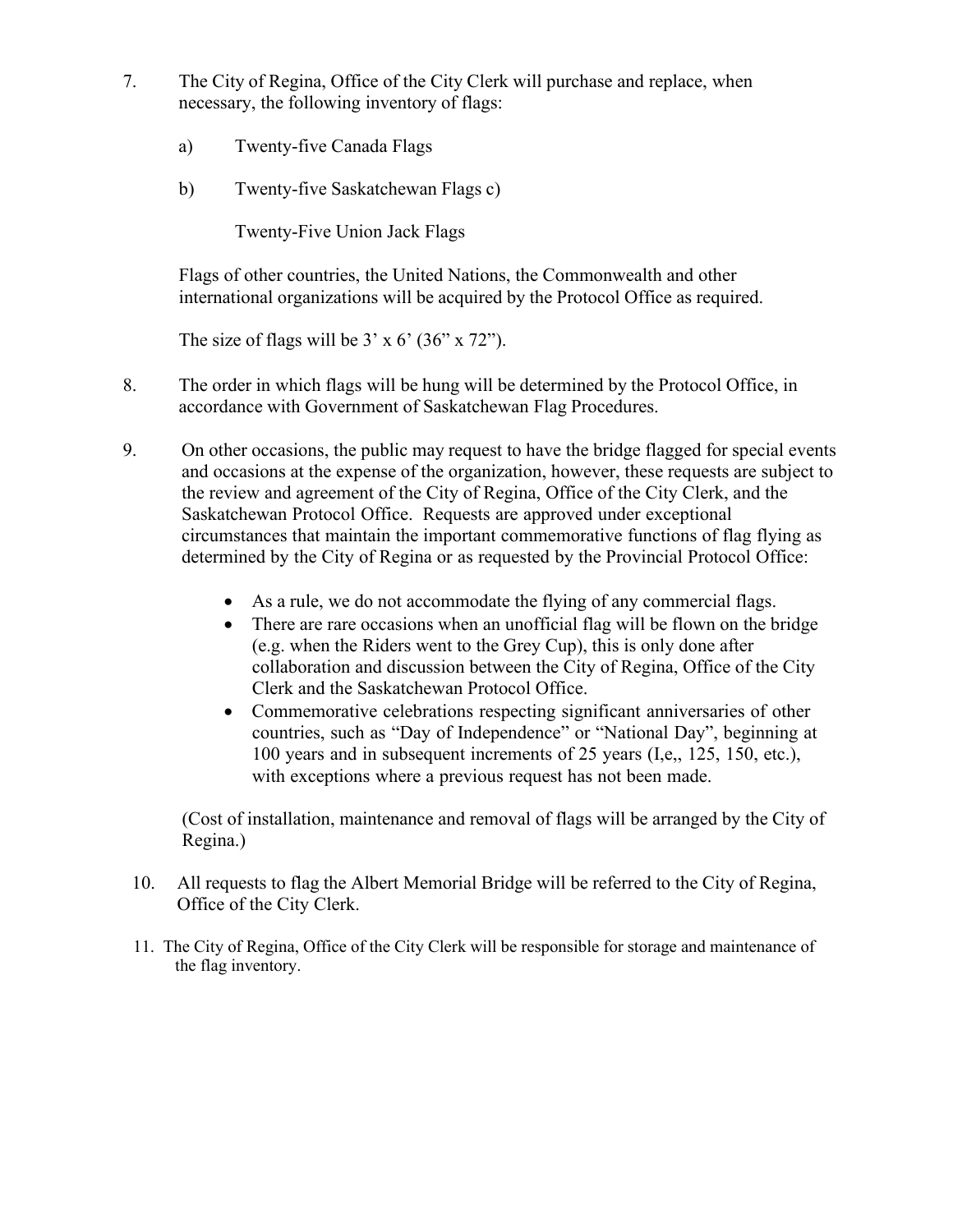7. The City of Regina, Office of the City Clerk will purchase and replace, when necessary, the following inventory of flags:

   a) Twenty-five Canada Flags

   b) Twenty-five Saskatchewan Flags c)

   Twenty-Five Union Jack Flags

   Flags of other countries, the United Nations, the Commonwealth and other international organizations will be acquired by the Protocol Office as required.

   The size of flags will be 3' x 6' (36" x 72").

8. The order in which flags will be hung will be determined by the Protocol Office, in accordance with Government of Saskatchewan Flag Procedures.

9. On other occasions, the public may request to have the bridge flagged for special events and occasions at the expense of the organization, however, these requests are subject to the review and agreement of the City of Regina, Office of the City Clerk, and the Saskatchewan Protocol Office. Requests are approved under exceptional circumstances that maintain the important commemorative functions of flag flying as determined by the City of Regina or as requested by the Provincial Protocol Office:

   - As a rule, we do not accommodate the flying of any commercial flags.
   - There are rare occasions when an unofficial flag will be flown on the bridge (e.g. when the Riders went to the Grey Cup), this is only done after collaboration and discussion between the City of Regina, Office of the City Clerk and the Saskatchewan Protocol Office.
   - Commemorative celebrations respecting significant anniversaries of other countries, such as "Day of Independence" or "National Day", beginning at 100 years and in subsequent increments of 25 years (I,e,, 125, 150, etc.), with exceptions where a previous request has not been made.

   (Cost of installation, maintenance and removal of flags will be arranged by the City of Regina.)

10. All requests to flag the Albert Memorial Bridge will be referred to the City of Regina, Office of the City Clerk.

11. The City of Regina, Office of the City Clerk will be responsible for storage and maintenance of the flag inventory.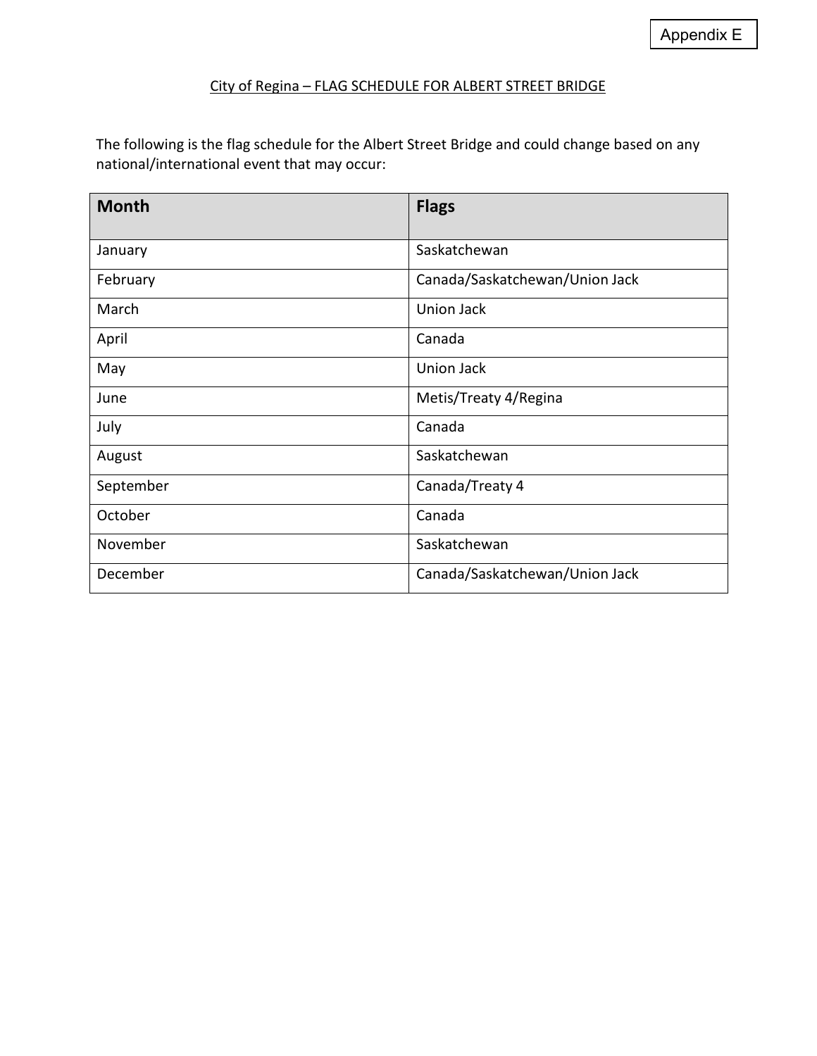Appendix E

City of Regina – FLAG SCHEDULE FOR ALBERT STREET BRIDGE

The following is the flag schedule for the Albert Street Bridge and could change based on any national/international event that may occur:

| Month | Flags |
|---|---|
| January | Saskatchewan |
| February | Canada/Saskatchewan/Union Jack |
| March | Union Jack |
| April | Canada |
| May | Union Jack |
| June | Metis/Treaty 4/Regina |
| July | Canada |
| August | Saskatchewan |
| September | Canada/Treaty 4 |
| October | Canada |
| November | Saskatchewan |
| December | Canada/Saskatchewan/Union Jack |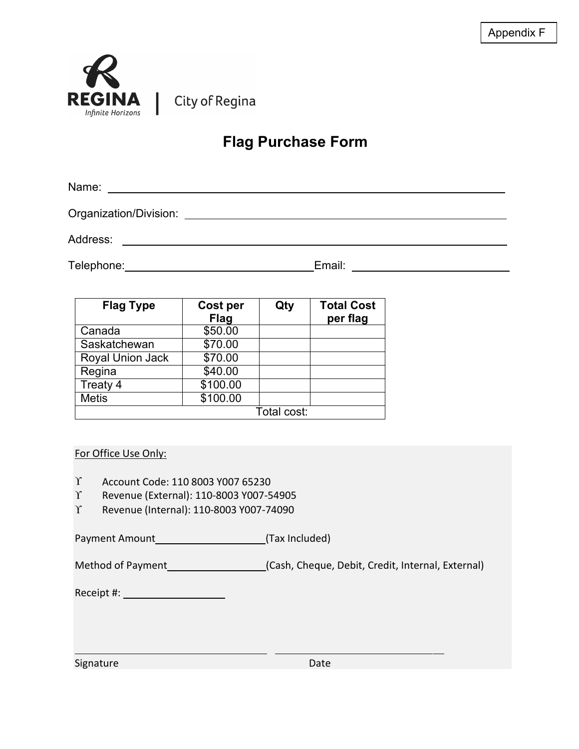Appendix F

REGINA
Infinite Horizons | City of Regina

# Flag Purchase Form

Name: ______________________________________________

Organization/Division: ______________________________________________

Address: ______________________________________________

Telephone: ______________________ Email: ______________________

| Flag Type | Cost per Flag | Qty | Total Cost per flag |
|---|---|---|---|
| Canada | $50.00 | | |
| Saskatchewan | $70.00 | | |
| Royal Union Jack | $70.00 | | |
| Regina | $40.00 | | |
| Treaty 4 | $100.00 | | |
| Metis | $100.00 | | |
| Total cost: | | | |

For Office Use Only:

- Account Code: 110 8003 Y007 65230
- Revenue (External): 110-8003 Y007-54905
- Revenue (Internal): 110-8003 Y007-74090

Payment Amount ____________________ (Tax Included)

Method of Payment ____________________ (Cash, Cheque, Debit, Credit, Internal, External)

Receipt #: ____________________

______________________________ ______________________________

Signature Date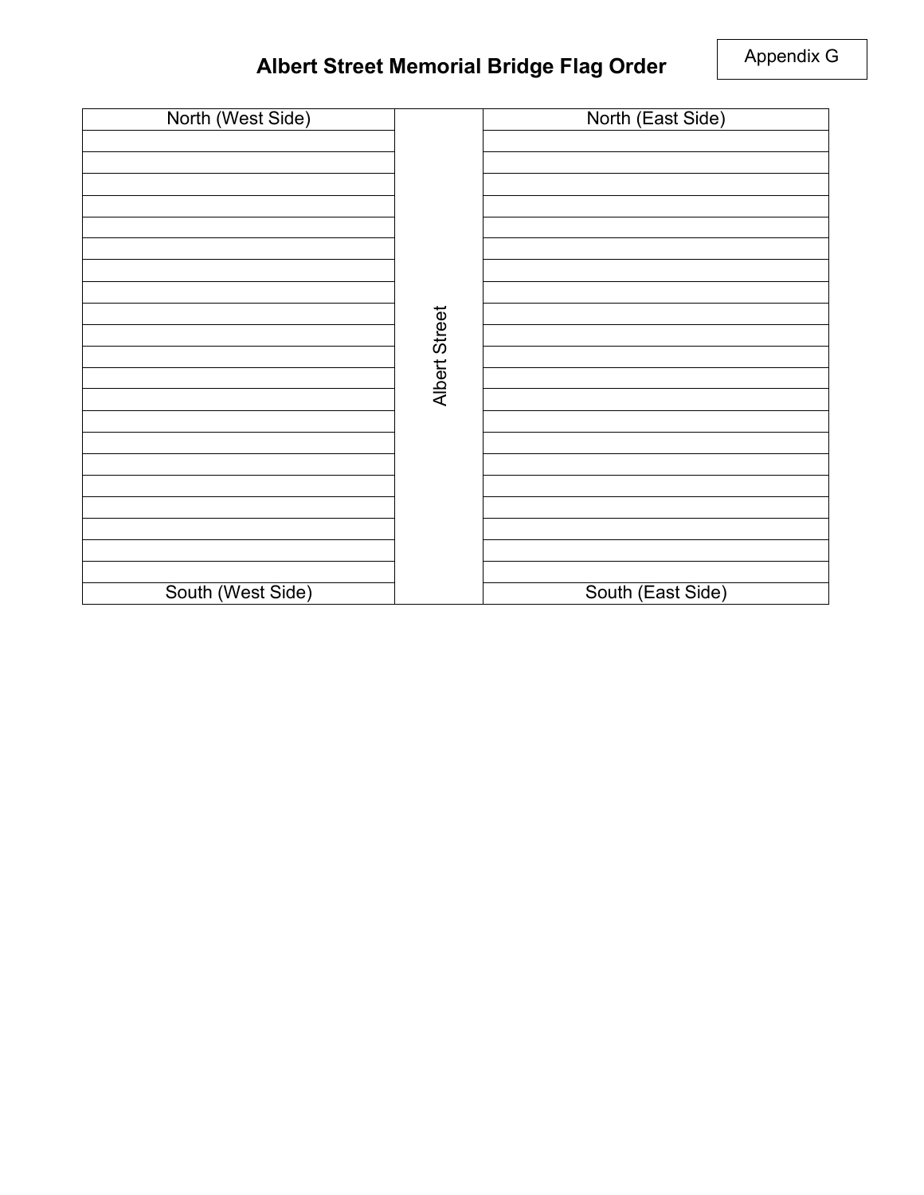Appendix G

# Albert Street Memorial Bridge Flag Order

| North (West Side) | Albert Street | North (East Side) |
|---|---|---|
| | | |
| | | |
| | | |
| | | |
| | | |
| | | |
| | | |
| | | |
| | | |
| | | |
| | | |
| | | |
| | | |
| | | |
| | | |
| | | |
| | | |
| | | |
| | | |
| | | |
| | | |
| South (West Side) | | South (East Side) |